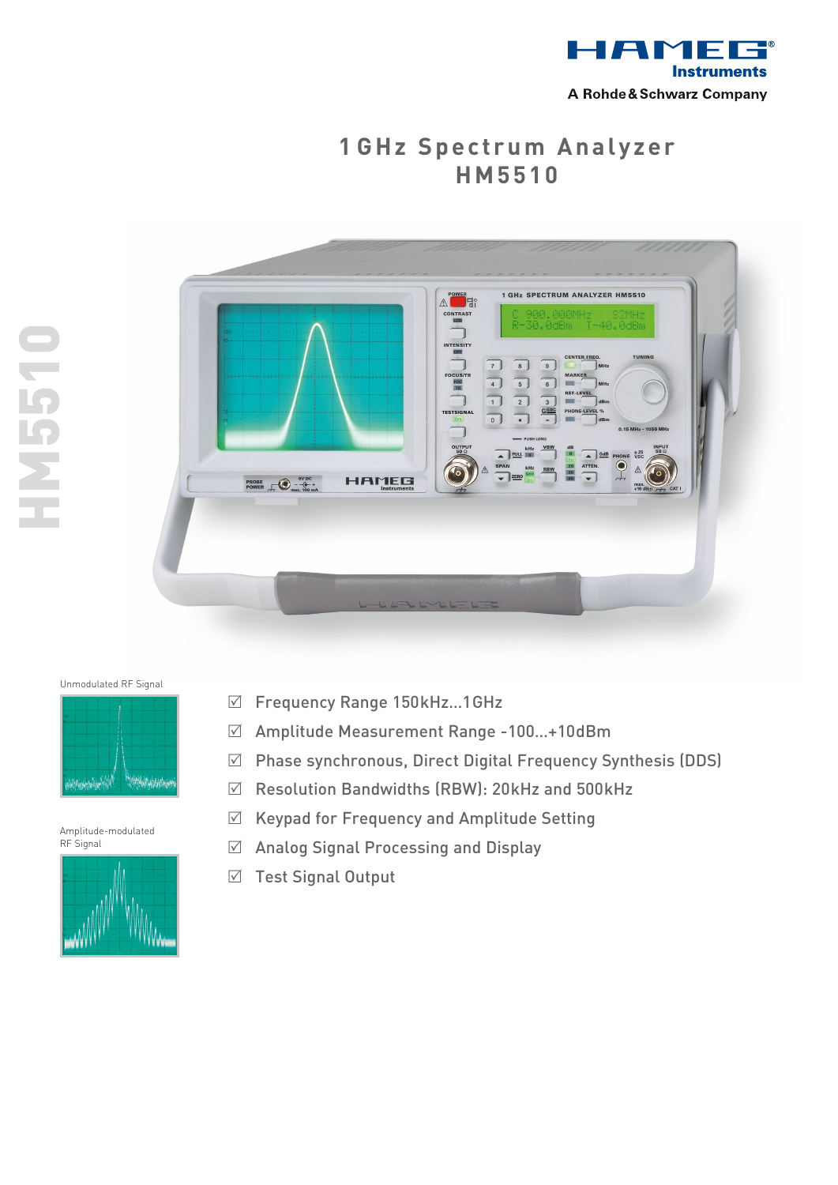HAMEG Instruments

A Rohde & Schwarz Company

# 1 GHz Spectrum Analyzer HM5510

Unmodulated RF Signal

Amplitude-modulated RF Signal

- ☑ Frequency Range 150kHz...1GHz
- ☑ Amplitude Measurement Range -100...+10dBm
- ☑ Phase synchronous, Direct Digital Frequency Synthesis (DDS)
- ☑ Resolution Bandwidths (RBW): 20kHz and 500kHz
- ☑ Keypad for Frequency and Amplitude Setting
- ☑ Analog Signal Processing and Display
- ☑ Test Signal Output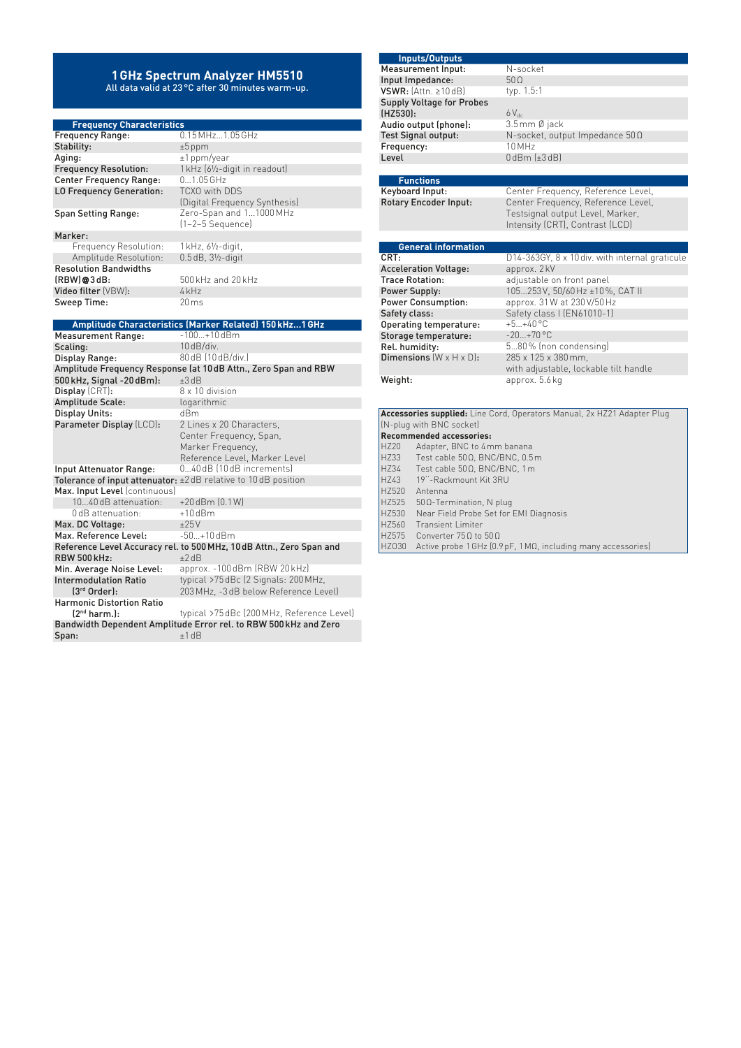# 1 GHz Spectrum Analyzer HM5510

All data valid at 23 °C after 30 minutes warm-up.

## Frequency Characteristics

| | |
|---|---|
| Frequency Range: | 0.15 MHz...1.05 GHz |
| Stability: | ±5 ppm |
| Aging: | ±1 ppm/year |
| Frequency Resolution: | 1 kHz (6½-digit in readout) |
| Center Frequency Range: | 0...1.05 GHz |
| LO Frequency Generation: | TCXO with DDS (Digital Frequency Synthesis) |
| Span Setting Range: | Zero-Span and 1...1000 MHz (1–2–5 Sequence) |
| Marker: | |
| Frequency Resolution: | 1 kHz, 6½-digit, |
| Amplitude Resolution: | 0.5 dB, 3½-digit |
| Resolution Bandwidths (RBW) @ 3 dB: | 500 kHz and 20 kHz |
| Video filter (VBW): | 4 kHz |
| Sweep Time: | 20 ms |

## Amplitude Characteristics (Marker Related) 150 kHz...1 GHz

| | |
|---|---|
| Measurement Range: | -100...+10 dBm |
| Scaling: | 10 dB/div. |
| Display Range: | 80 dB (10 dB/div.) |
| Amplitude Frequency Response (at 10 dB Attn., Zero Span and RBW 500 kHz, Signal -20 dBm): | ±3 dB |
| Display (CRT): | 8 x 10 division |
| Amplitude Scale: | logarithmic |
| Display Units: | dBm |
| Parameter Display (LCD): | 2 Lines x 20 Characters, Center Frequency, Span, Marker Frequency, Reference Level, Marker Level |
| Input Attenuator Range: | 0...40 dB (10 dB increments) |
| Tolerance of input attenuator: | ±2 dB relative to 10 dB position |
| Max. Input Level (continuous) | |
| 10...40 dB attenuation: | +20 dBm (0.1 W) |
| 0 dB attenuation: | +10 dBm |
| Max. DC Voltage: | ±25 V |
| Max. Reference Level: | -50...+10 dBm |
| Reference Level Accuracy rel. to 500 MHz, 10 dB Attn., Zero Span and RBW 500 kHz: | ±2 dB |
| Min. Average Noise Level: | approx. -100 dBm (RBW 20 kHz) |
| Intermodulation Ratio (3rd Order): | typical >75 dBc (2 Signals: 200 MHz, 203 MHz, -3 dB below Reference Level) |
| Harmonic Distortion Ratio (2nd harm.): | typical >75 dBc (200 MHz, Reference Level) |
| Bandwidth Dependent Amplitude Error rel. to RBW 500 kHz and Zero Span: | ±1 dB |

## Inputs/Outputs

| | |
|---|---|
| Measurement Input: | N-socket |
| Input Impedance: | 50 Ω |
| VSWR: (Attn. ≥10 dB) | typ. 1.5:1 |
| Supply Voltage for Probes (HZ530): | 6 $V_{dc}$ |
| Audio output (phone): | 3.5 mm Ø jack |
| Test Signal output: | N-socket, output Impedance 50 Ω |
| Frequency: | 10 MHz |
| Level | 0 dBm (±3 dB) |

## Functions

| | |
|---|---|
| Keyboard Input: | Center Frequency, Reference Level, |
| Rotary Encoder Input: | Center Frequency, Reference Level, Testsignal output Level, Marker, Intensity (CRT), Contrast (LCD) |

## General information

| | |
|---|---|
| CRT: | D14-363GY, 8 x 10 div. with internal graticule |
| Acceleration Voltage: | approx. 2 kV |
| Trace Rotation: | adjustable on front panel |
| Power Supply: | 105...253 V, 50/60 Hz ±10 %, CAT II |
| Power Consumption: | approx. 31 W at 230 V/50 Hz |
| Safety class: | Safety class I (EN61010-1) |
| Operating temperature: | +5...+40 °C |
| Storage temperature: | -20...+70 °C |
| Rel. humidity: | 5...80 % (non condensing) |
| Dimensions (W x H x D): | 285 x 125 x 380 mm, with adjustable, lockable tilt handle |
| Weight: | approx. 5.6 kg |

**Accessories supplied:** Line Cord, Operators Manual, 2x HZ21 Adapter Plug (N-plug with BNC socket)

**Recommended accessories:**

| | |
|---|---|
| HZ20 | Adapter, BNC to 4 mm banana |
| HZ33 | Test cable 50 Ω, BNC/BNC, 0.5 m |
| HZ34 | Test cable 50 Ω, BNC/BNC, 1 m |
| HZ43 | 19''-Rackmount Kit 3RU |
| HZ520 | Antenna |
| HZ525 | 50 Ω-Termination, N plug |
| HZ530 | Near Field Probe Set for EMI Diagnosis |
| HZ560 | Transient Limiter |
| HZ575 | Converter 75 Ω to 50 Ω |
| HZO30 | Active probe 1 GHz (0.9 pF, 1 MΩ, including many accessories) |